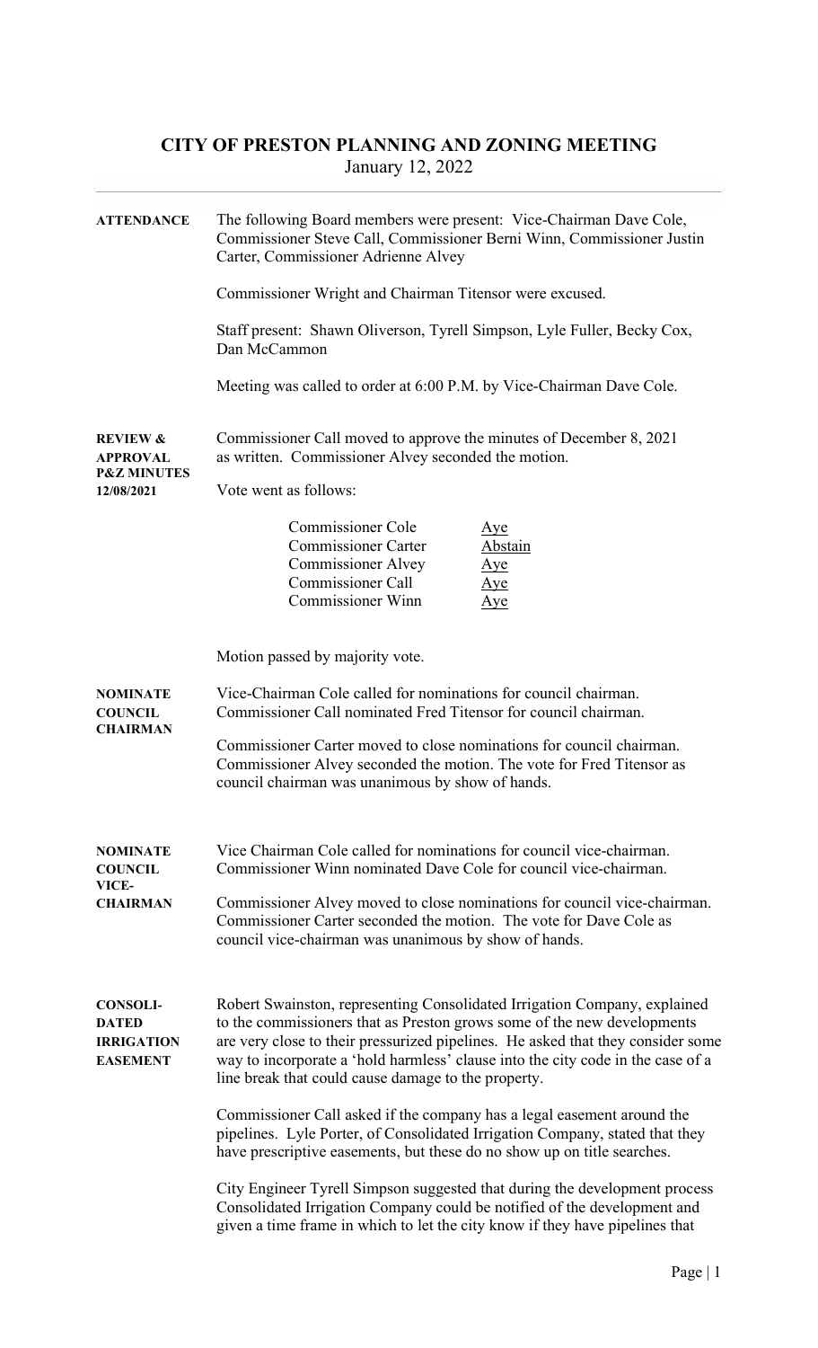# CITY OF PRESTON PLANNING AND ZONING MEETING

January 12, 2022

**ATTENDANCE**

The following Board members were present: Vice-Chairman Dave Cole, Commissioner Steve Call, Commissioner Berni Winn, Commissioner Justin Carter, Commissioner Adrienne Alvey

Commissioner Wright and Chairman Titensor were excused.

Staff present: Shawn Oliverson, Tyrell Simpson, Lyle Fuller, Becky Cox, Dan McCammon

Meeting was called to order at 6:00 P.M. by Vice-Chairman Dave Cole.

**REVIEW & APPROVAL P&Z MINUTES 12/08/2021**

Commissioner Call moved to approve the minutes of December 8, 2021 as written. Commissioner Alvey seconded the motion.

Vote went as follows:

| | |
|---|---|
| Commissioner Cole | Aye |
| Commissioner Carter | Abstain |
| Commissioner Alvey | Aye |
| Commissioner Call | Aye |
| Commissioner Winn | Aye |

Motion passed by majority vote.

**NOMINATE COUNCIL CHAIRMAN**

Vice-Chairman Cole called for nominations for council chairman. Commissioner Call nominated Fred Titensor for council chairman.

Commissioner Carter moved to close nominations for council chairman. Commissioner Alvey seconded the motion. The vote for Fred Titensor as council chairman was unanimous by show of hands.

**NOMINATE COUNCIL VICE-CHAIRMAN**

Vice Chairman Cole called for nominations for council vice-chairman. Commissioner Winn nominated Dave Cole for council vice-chairman.

Commissioner Alvey moved to close nominations for council vice-chairman. Commissioner Carter seconded the motion. The vote for Dave Cole as council vice-chairman was unanimous by show of hands.

**CONSOLIDATED IRRIGATION EASEMENT**

Robert Swainston, representing Consolidated Irrigation Company, explained to the commissioners that as Preston grows some of the new developments are very close to their pressurized pipelines. He asked that they consider some way to incorporate a 'hold harmless' clause into the city code in the case of a line break that could cause damage to the property.

Commissioner Call asked if the company has a legal easement around the pipelines. Lyle Porter, of Consolidated Irrigation Company, stated that they have prescriptive easements, but these do no show up on title searches.

City Engineer Tyrell Simpson suggested that during the development process Consolidated Irrigation Company could be notified of the development and given a time frame in which to let the city know if they have pipelines that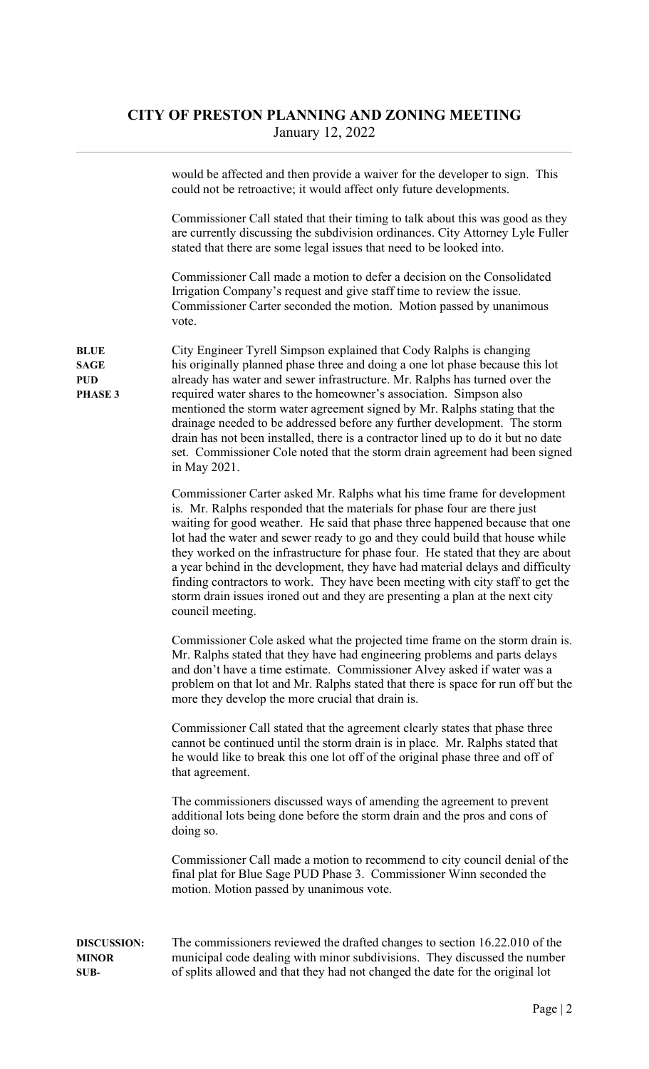would be affected and then provide a waiver for the developer to sign. This could not be retroactive; it would affect only future developments.

Commissioner Call stated that their timing to talk about this was good as they are currently discussing the subdivision ordinances. City Attorney Lyle Fuller stated that there are some legal issues that need to be looked into.

Commissioner Call made a motion to defer a decision on the Consolidated Irrigation Company's request and give staff time to review the issue. Commissioner Carter seconded the motion. Motion passed by unanimous vote.

**BLUE SAGE PUD PHASE 3**

City Engineer Tyrell Simpson explained that Cody Ralphs is changing his originally planned phase three and doing a one lot phase because this lot already has water and sewer infrastructure. Mr. Ralphs has turned over the required water shares to the homeowner's association. Simpson also mentioned the storm water agreement signed by Mr. Ralphs stating that the drainage needed to be addressed before any further development. The storm drain has not been installed, there is a contractor lined up to do it but no date set. Commissioner Cole noted that the storm drain agreement had been signed in May 2021.

Commissioner Carter asked Mr. Ralphs what his time frame for development is. Mr. Ralphs responded that the materials for phase four are there just waiting for good weather. He said that phase three happened because that one lot had the water and sewer ready to go and they could build that house while they worked on the infrastructure for phase four. He stated that they are about a year behind in the development, they have had material delays and difficulty finding contractors to work. They have been meeting with city staff to get the storm drain issues ironed out and they are presenting a plan at the next city council meeting.

Commissioner Cole asked what the projected time frame on the storm drain is. Mr. Ralphs stated that they have had engineering problems and parts delays and don't have a time estimate. Commissioner Alvey asked if water was a problem on that lot and Mr. Ralphs stated that there is space for run off but the more they develop the more crucial that drain is.

Commissioner Call stated that the agreement clearly states that phase three cannot be continued until the storm drain is in place. Mr. Ralphs stated that he would like to break this one lot off of the original phase three and off of that agreement.

The commissioners discussed ways of amending the agreement to prevent additional lots being done before the storm drain and the pros and cons of doing so.

Commissioner Call made a motion to recommend to city council denial of the final plat for Blue Sage PUD Phase 3. Commissioner Winn seconded the motion. Motion passed by unanimous vote.

**DISCUSSION: MINOR SUB-**

The commissioners reviewed the drafted changes to section 16.22.010 of the municipal code dealing with minor subdivisions. They discussed the number of splits allowed and that they had not changed the date for the original lot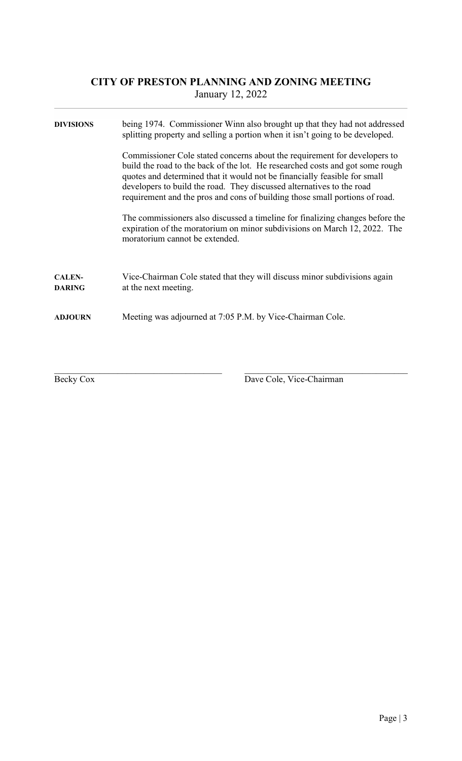# CITY OF PRESTON PLANNING AND ZONING MEETING

January 12, 2022

**DIVISIONS** being 1974. Commissioner Winn also brought up that they had not addressed splitting property and selling a portion when it isn't going to be developed.

Commissioner Cole stated concerns about the requirement for developers to build the road to the back of the lot. He researched costs and got some rough quotes and determined that it would not be financially feasible for small developers to build the road. They discussed alternatives to the road requirement and the pros and cons of building those small portions of road.

The commissioners also discussed a timeline for finalizing changes before the expiration of the moratorium on minor subdivisions on March 12, 2022. The moratorium cannot be extended.

**CALEN-DARING** Vice-Chairman Cole stated that they will discuss minor subdivisions again at the next meeting.

**ADJOURN** Meeting was adjourned at 7:05 P.M. by Vice-Chairman Cole.

\_\_\_\_\_\_\_\_\_\_\_\_\_\_\_\_\_\_\_\_\_\_\_\_\_\_\_\_\_\_\_\_\_\_\_\_
Becky Cox

\_\_\_\_\_\_\_\_\_\_\_\_\_\_\_\_\_\_\_\_\_\_\_\_\_\_\_\_\_\_\_\_\_\_\_\_
Dave Cole, Vice-Chairman